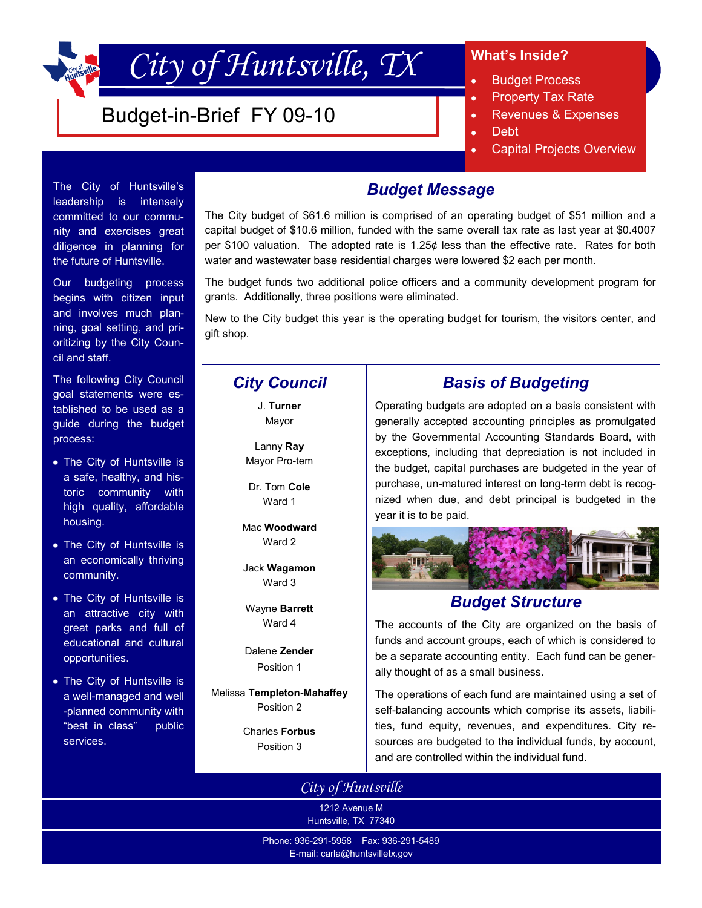# City of Huntsville, TX

## Budget-in-Brief FY 09-10

**What's Inside?**

- Budget Process
- Property Tax Rate
- Revenues & Expenses
- Debt
- Capital Projects Overview

The City of Huntsville's leadership is intensely committed to our community and exercises great diligence in planning for the future of Huntsville.

Our budgeting process begins with citizen input and involves much planning, goal setting, and prioritizing by the City Council and staff.

The following City Council goal statements were established to be used as a guide during the budget process:

- The City of Huntsville is a safe, healthy, and historic community with high quality, affordable housing.
- The City of Huntsville is an economically thriving community.
- The City of Huntsville is an attractive city with great parks and full of educational and cultural opportunities.
- The City of Huntsville is a well-managed and well-planned community with "best in class" public services.

## *Budget Message*

The City budget of $61.6 million is comprised of an operating budget of $51 million and a capital budget of $10.6 million, funded with the same overall tax rate as last year at $0.4007 per $100 valuation. The adopted rate is 1.25¢ less than the effective rate. Rates for both water and wastewater base residential charges were lowered $2 each per month.

The budget funds two additional police officers and a community development program for grants. Additionally, three positions were eliminated.

New to the City budget this year is the operating budget for tourism, the visitors center, and gift shop.

## *City Council*

J. **Turner**
Mayor

Lanny **Ray**
Mayor Pro-tem

Dr. Tom **Cole**
Ward 1

Mac **Woodward**
Ward 2

Jack **Wagamon**
Ward 3

Wayne **Barrett**
Ward 4

Dalene **Zender**
Position 1

Melissa **Templeton-Mahaffey**
Position 2

Charles **Forbus**
Position 3

## *Basis of Budgeting*

Operating budgets are adopted on a basis consistent with generally accepted accounting principles as promulgated by the Governmental Accounting Standards Board, with exceptions, including that depreciation is not included in the budget, capital purchases are budgeted in the year of purchase, un-matured interest on long-term debt is recognized when due, and debt principal is budgeted in the year it is to be paid.

## *Budget Structure*

The accounts of the City are organized on the basis of funds and account groups, each of which is considered to be a separate accounting entity. Each fund can be generally thought of as a small business.

The operations of each fund are maintained using a set of self-balancing accounts which comprise its assets, liabilities, fund equity, revenues, and expenditures. City resources are budgeted to the individual funds, by account, and are controlled within the individual fund.

*City of Huntsville*

1212 Avenue M
Huntsville, TX 77340

Phone: 936-291-5958 Fax: 936-291-5489
E-mail: carla@huntsvilletx.gov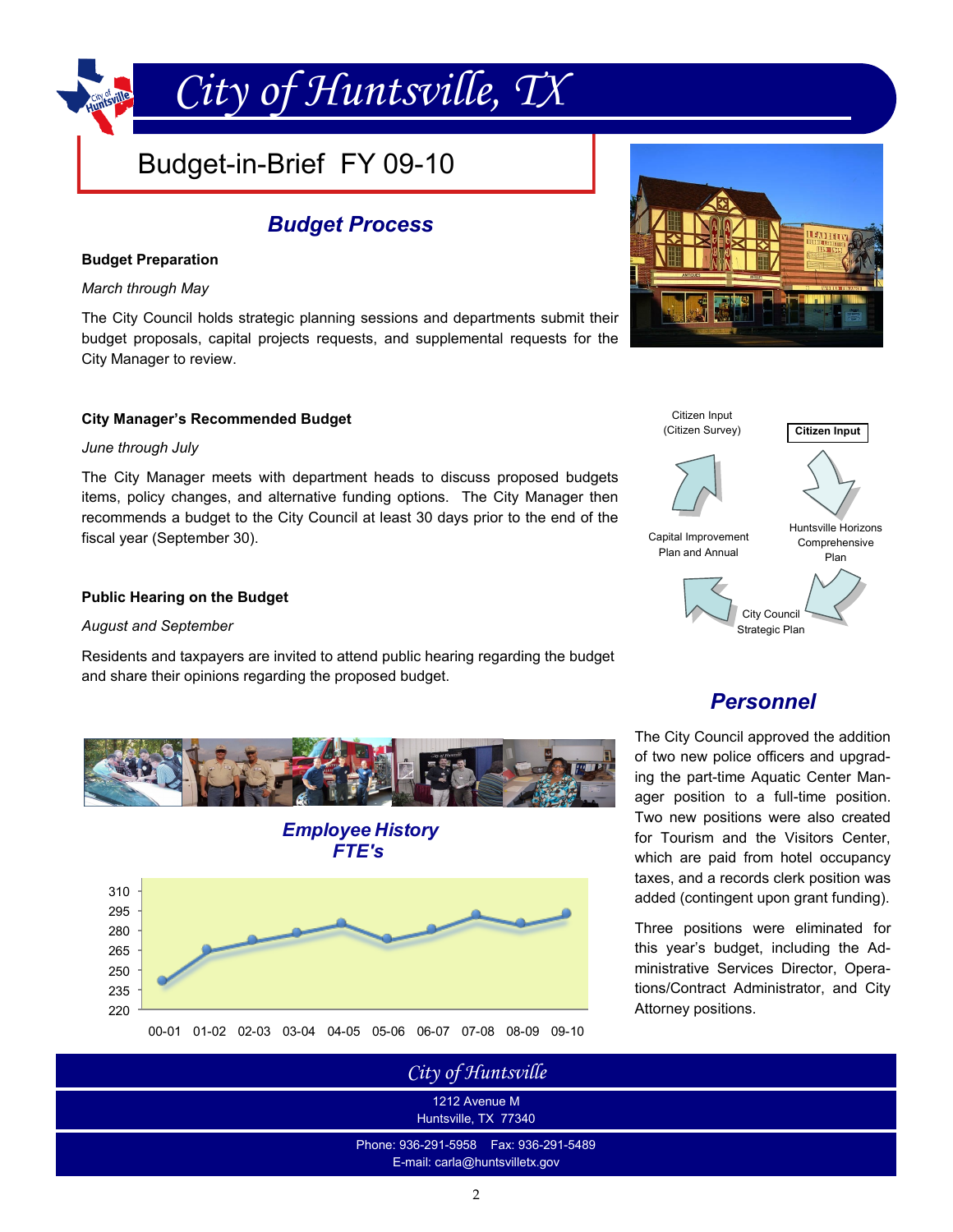# City of Huntsville, TX

## Budget-in-Brief FY 09-10

## *Budget Process*

**Budget Preparation**

*March through May*

The City Council holds strategic planning sessions and departments submit their budget proposals, capital projects requests, and supplemental requests for the City Manager to review.

**City Manager's Recommended Budget**

*June through July*

The City Manager meets with department heads to discuss proposed budgets items, policy changes, and alternative funding options. The City Manager then recommends a budget to the City Council at least 30 days prior to the end of the fiscal year (September 30).

**Public Hearing on the Budget**

*August and September*

Residents and taxpayers are invited to attend public hearing regarding the budget and share their opinions regarding the proposed budget.

**Citizen Input**

Citizen Input (Citizen Survey) → Huntsville Horizons Comprehensive Plan → City Council Strategic Plan → Capital Improvement Plan and Annual

## *Employee History FTE's*

## *Personnel*

The City Council approved the addition of two new police officers and upgrading the part-time Aquatic Center Manager position to a full-time position. Two new positions were also created for Tourism and the Visitors Center, which are paid from hotel occupancy taxes, and a records clerk position was added (contingent upon grant funding).

Three positions were eliminated for this year's budget, including the Administrative Services Director, Operations/Contract Administrator, and City Attorney positions.

City of Huntsville
1212 Avenue M
Huntsville, TX 77340
Phone: 936-291-5958 Fax: 936-291-5489
E-mail: carla@huntsvilletx.gov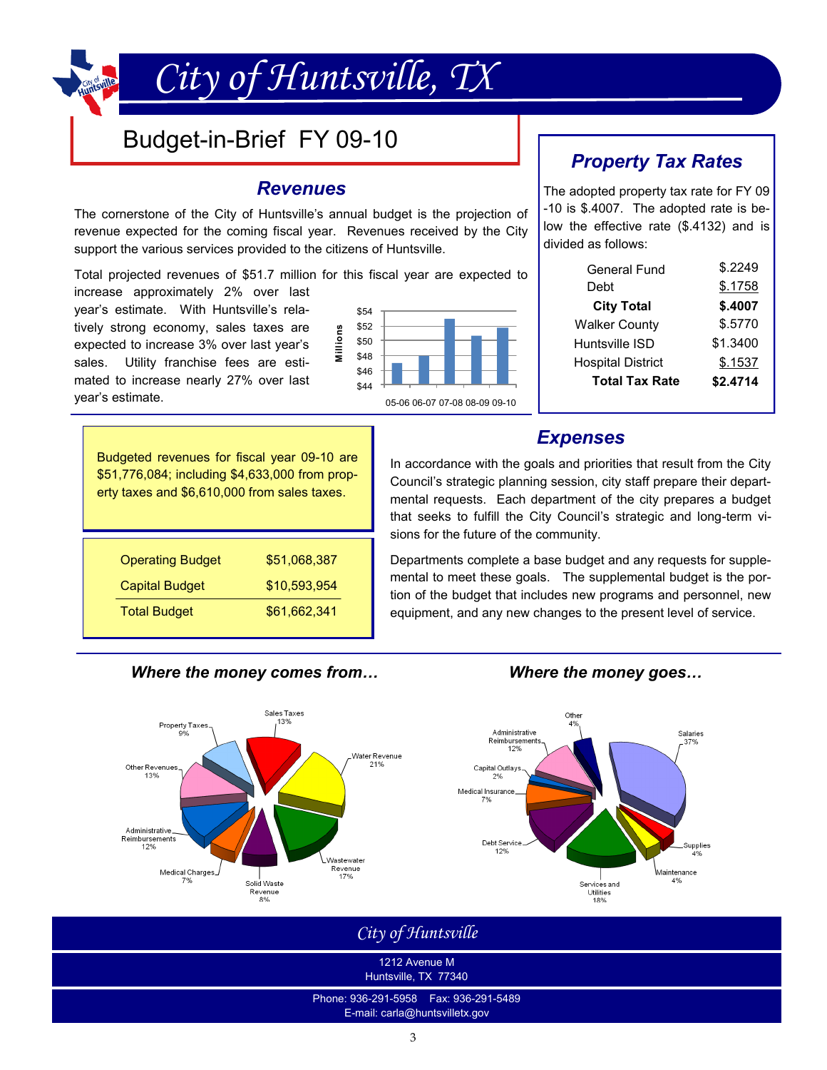# City of Huntsville, TX

## Budget-in-Brief FY 09-10

### Revenues

The cornerstone of the City of Huntsville's annual budget is the projection of revenue expected for the coming fiscal year. Revenues received by the City support the various services provided to the citizens of Huntsville.

Total projected revenues of $51.7 million for this fiscal year are expected to increase approximately 2% over last year's estimate. With Huntsville's relatively strong economy, sales taxes are expected to increase 3% over last year's sales. Utility franchise fees are estimated to increase nearly 27% over last year's estimate.

Budgeted revenues for fiscal year 09-10 are $51,776,084; including $4,633,000 from property taxes and $6,610,000 from sales taxes.

| | |
|---|---|
| Operating Budget | $51,068,387 |
| Capital Budget | $10,593,954 |
| Total Budget | $61,662,341 |

### Property Tax Rates

The adopted property tax rate for FY 09-10 is $.4007. The adopted rate is below the effective rate ($.4132) and is divided as follows:

| | |
|---|---|
| General Fund | $.2249 |
| Debt | $.1758 |
| **City Total** | **$.4007** |
| Walker County | $.5770 |
| Huntsville ISD | $1.3400 |
| Hospital District | $.1537 |
| **Total Tax Rate** | **$2.4714** |

### Expenses

In accordance with the goals and priorities that result from the City Council's strategic planning session, city staff prepare their departmental requests. Each department of the city prepares a budget that seeks to fulfill the City Council's strategic and long-term visions for the future of the community.

Departments complete a base budget and any requests for supplemental to meet these goals. The supplemental budget is the portion of the budget that includes new programs and personnel, new equipment, and any new changes to the present level of service.

### Where the money comes from…

| Source | Percent |
|---|---|
| Sales Taxes | 13% |
| Water Revenue | 21% |
| Wastewater Revenue | 17% |
| Solid Waste Revenue | 8% |
| Medical Charges | 7% |
| Administrative Reimbursements | 12% |
| Other Revenues | 13% |
| Property Taxes | 9% |

### Where the money goes…

| Expense | Percent |
|---|---|
| Salaries | 37% |
| Supplies | 4% |
| Maintenance | 4% |
| Services and Utilities | 18% |
| Debt Service | 12% |
| Medical Insurance | 7% |
| Capital Outlays | 2% |
| Administrative Reimbursements | 12% |
| Other | 4% |

*City of Huntsville*

1212 Avenue M
Huntsville, TX 77340

Phone: 936-291-5958 Fax: 936-291-5489
E-mail: carla@huntsvilletx.gov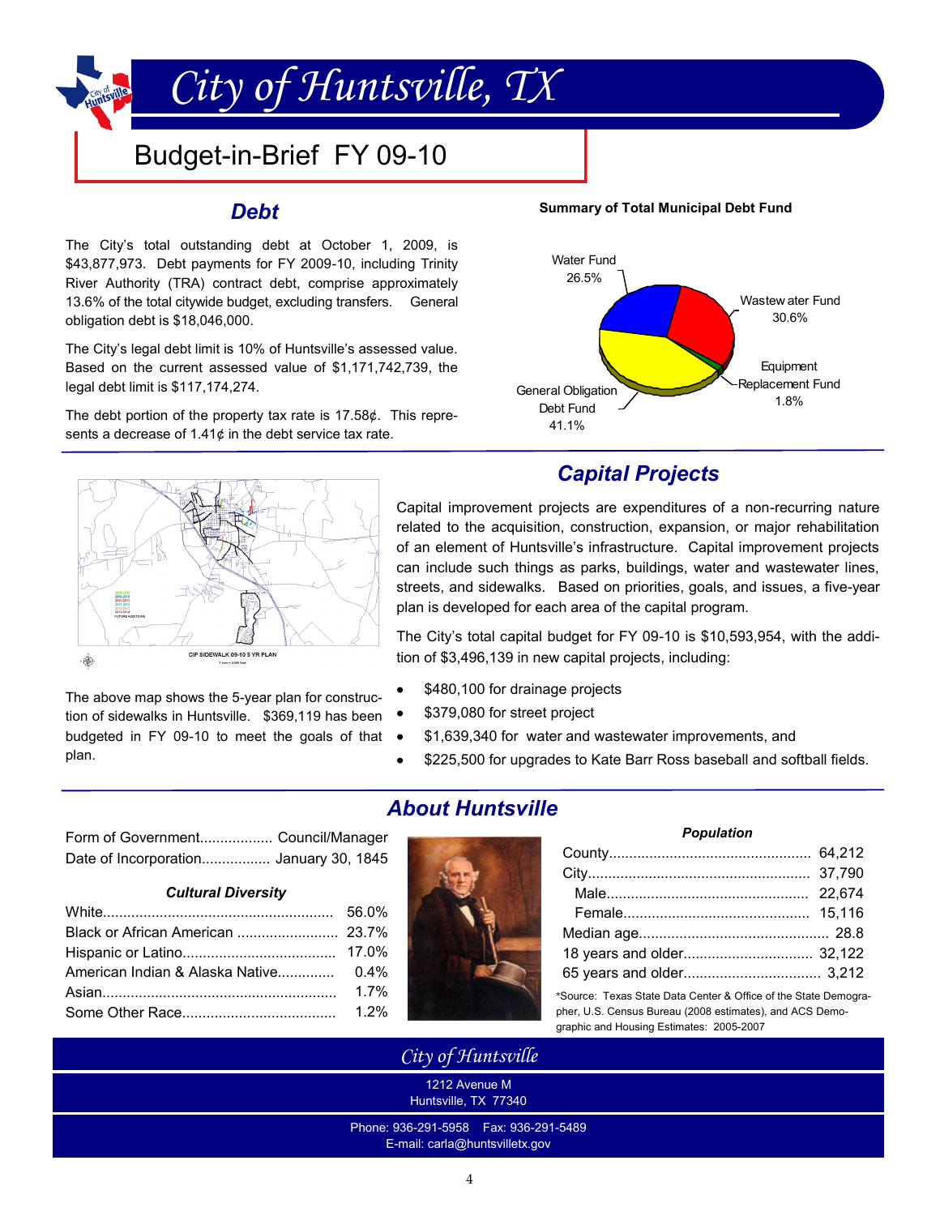# City of Huntsville, TX

## Budget-in-Brief FY 09-10

### Debt

The City's total outstanding debt at October 1, 2009, is $43,877,973. Debt payments for FY 2009-10, including Trinity River Authority (TRA) contract debt, comprise approximately 13.6% of the total citywide budget, excluding transfers. General obligation debt is $18,046,000.

The City's legal debt limit is 10% of Huntsville's assessed value. Based on the current assessed value of $1,171,742,739, the legal debt limit is $117,174,274.

The debt portion of the property tax rate is 17.58¢. This represents a decrease of 1.41¢ in the debt service tax rate.

**Summary of Total Municipal Debt Fund**

Water Fund
26.5%

Wastewater Fund
30.6%

Equipment
Replacement Fund
1.8%

General Obligation
Debt Fund
41.1%

### Capital Projects

CIP SIDEWALK 09-10 5 YR PLAN

The above map shows the 5-year plan for construction of sidewalks in Huntsville. $369,119 has been budgeted in FY 09-10 to meet the goals of that plan.

Capital improvement projects are expenditures of a non-recurring nature related to the acquisition, construction, expansion, or major rehabilitation of an element of Huntsville's infrastructure. Capital improvement projects can include such things as parks, buildings, water and wastewater lines, streets, and sidewalks. Based on priorities, goals, and issues, a five-year plan is developed for each area of the capital program.

The City's total capital budget for FY 09-10 is $10,593,954, with the addition of $3,496,139 in new capital projects, including:

- $480,100 for drainage projects
- $379,080 for street project
- $1,639,340 for water and wastewater improvements, and
- $225,500 for upgrades to Kate Barr Ross baseball and softball fields.

### About Huntsville

Form of Government.................. Council/Manager
Date of Incorporation................. January 30, 1845

**_Cultural Diversity_**

| | |
|---|---|
| White | 56.0% |
| Black or African American | 23.7% |
| Hispanic or Latino | 17.0% |
| American Indian & Alaska Native | 0.4% |
| Asian | 1.7% |
| Some Other Race | 1.2% |

**_Population_**

| | |
|---|---|
| County | 64,212 |
| City | 37,790 |
| Male | 22,674 |
| Female | 15,116 |
| Median age | 28.8 |
| 18 years and older | 32,122 |
| 65 years and older | 3,212 |

*Source: Texas State Data Center & Office of the State Demographer, U.S. Census Bureau (2008 estimates), and ACS Demographic and Housing Estimates: 2005-2007

*City of Huntsville*

1212 Avenue M
Huntsville, TX 77340

Phone: 936-291-5958 Fax: 936-291-5489
E-mail: carla@huntsvilletx.gov